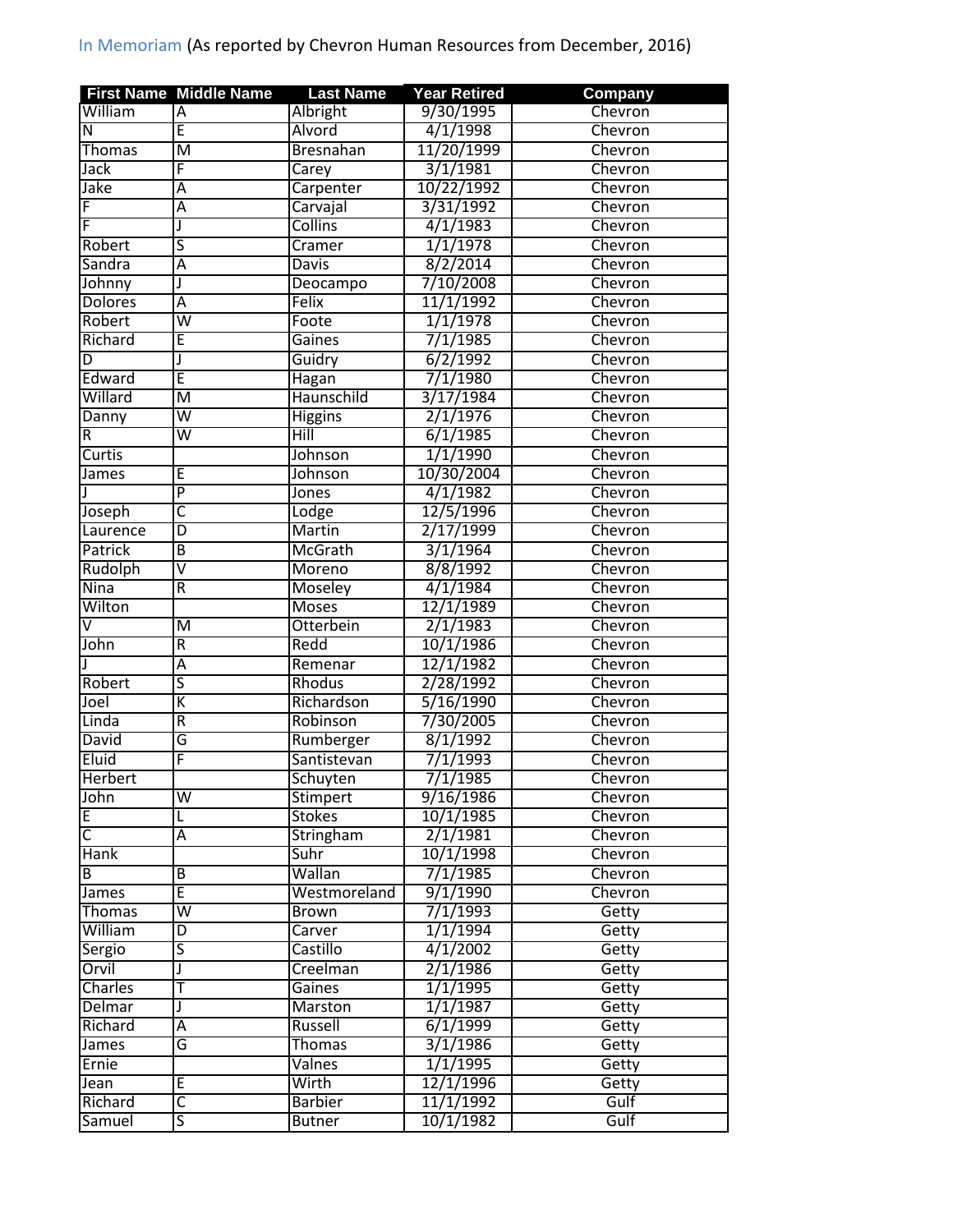In Memoriam (As reported by Chevron Human Resources from December, 2016)

| First Name | Middle Name | Last Name | Year Retired | Company |
|---|---|---|---|---|
| William | A | Albright | 9/30/1995 | Chevron |
| N | E | Alvord | 4/1/1998 | Chevron |
| Thomas | M | Bresnahan | 11/20/1999 | Chevron |
| Jack | F | Carey | 3/1/1981 | Chevron |
| Jake | A | Carpenter | 10/22/1992 | Chevron |
| F | A | Carvajal | 3/31/1992 | Chevron |
| F | J | Collins | 4/1/1983 | Chevron |
| Robert | S | Cramer | 1/1/1978 | Chevron |
| Sandra | A | Davis | 8/2/2014 | Chevron |
| Johnny | J | Deocampo | 7/10/2008 | Chevron |
| Dolores | A | Felix | 11/1/1992 | Chevron |
| Robert | W | Foote | 1/1/1978 | Chevron |
| Richard | E | Gaines | 7/1/1985 | Chevron |
| D | J | Guidry | 6/2/1992 | Chevron |
| Edward | E | Hagan | 7/1/1980 | Chevron |
| Willard | M | Haunschild | 3/17/1984 | Chevron |
| Danny | W | Higgins | 2/1/1976 | Chevron |
| R | W | Hill | 6/1/1985 | Chevron |
| Curtis | | Johnson | 1/1/1990 | Chevron |
| James | E | Johnson | 10/30/2004 | Chevron |
| J | P | Jones | 4/1/1982 | Chevron |
| Joseph | C | Lodge | 12/5/1996 | Chevron |
| Laurence | D | Martin | 2/17/1999 | Chevron |
| Patrick | B | McGrath | 3/1/1964 | Chevron |
| Rudolph | V | Moreno | 8/8/1992 | Chevron |
| Nina | R | Moseley | 4/1/1984 | Chevron |
| Wilton | | Moses | 12/1/1989 | Chevron |
| V | M | Otterbein | 2/1/1983 | Chevron |
| John | R | Redd | 10/1/1986 | Chevron |
| J | A | Remenar | 12/1/1982 | Chevron |
| Robert | S | Rhodus | 2/28/1992 | Chevron |
| Joel | K | Richardson | 5/16/1990 | Chevron |
| Linda | R | Robinson | 7/30/2005 | Chevron |
| David | G | Rumberger | 8/1/1992 | Chevron |
| Eluid | F | Santistevan | 7/1/1993 | Chevron |
| Herbert | | Schuyten | 7/1/1985 | Chevron |
| John | W | Stimpert | 9/16/1986 | Chevron |
| E | L | Stokes | 10/1/1985 | Chevron |
| C | A | Stringham | 2/1/1981 | Chevron |
| Hank | | Suhr | 10/1/1998 | Chevron |
| B | B | Wallan | 7/1/1985 | Chevron |
| James | E | Westmoreland | 9/1/1990 | Chevron |
| Thomas | W | Brown | 7/1/1993 | Getty |
| William | D | Carver | 1/1/1994 | Getty |
| Sergio | S | Castillo | 4/1/2002 | Getty |
| Orvil | J | Creelman | 2/1/1986 | Getty |
| Charles | T | Gaines | 1/1/1995 | Getty |
| Delmar | J | Marston | 1/1/1987 | Getty |
| Richard | A | Russell | 6/1/1999 | Getty |
| James | G | Thomas | 3/1/1986 | Getty |
| Ernie | | Valnes | 1/1/1995 | Getty |
| Jean | E | Wirth | 12/1/1996 | Getty |
| Richard | C | Barbier | 11/1/1992 | Gulf |
| Samuel | S | Butner | 10/1/1982 | Gulf |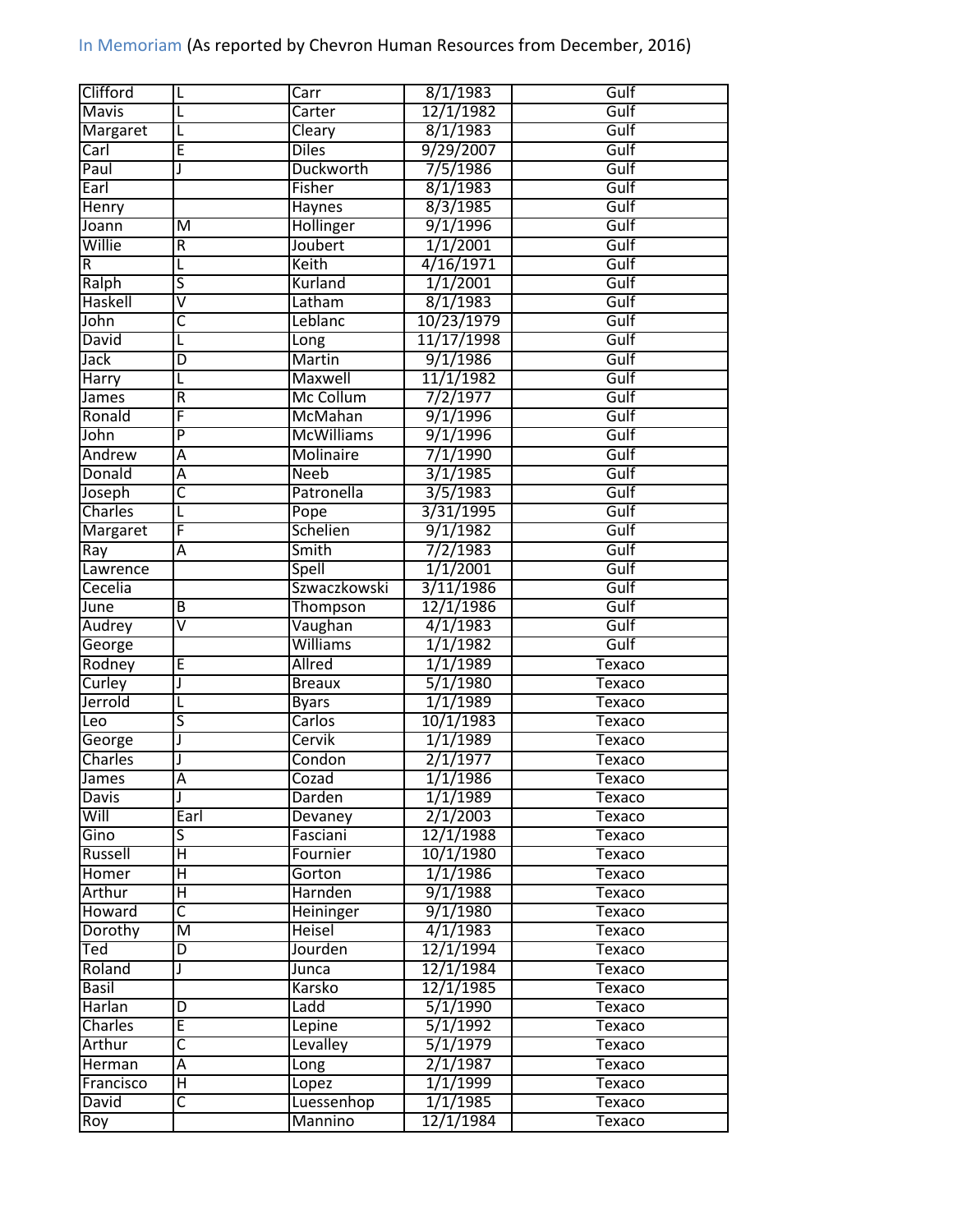In Memoriam (As reported by Chevron Human Resources from December, 2016)

| | | | | |
|---|---|---|---|---|
| Clifford | L | Carr | 8/1/1983 | Gulf |
| Mavis | L | Carter | 12/1/1982 | Gulf |
| Margaret | L | Cleary | 8/1/1983 | Gulf |
| Carl | E | Diles | 9/29/2007 | Gulf |
| Paul | J | Duckworth | 7/5/1986 | Gulf |
| Earl | | Fisher | 8/1/1983 | Gulf |
| Henry | | Haynes | 8/3/1985 | Gulf |
| Joann | M | Hollinger | 9/1/1996 | Gulf |
| Willie | R | Joubert | 1/1/2001 | Gulf |
| R | L | Keith | 4/16/1971 | Gulf |
| Ralph | S | Kurland | 1/1/2001 | Gulf |
| Haskell | V | Latham | 8/1/1983 | Gulf |
| John | C | Leblanc | 10/23/1979 | Gulf |
| David | L | Long | 11/17/1998 | Gulf |
| Jack | D | Martin | 9/1/1986 | Gulf |
| Harry | L | Maxwell | 11/1/1982 | Gulf |
| James | R | Mc Collum | 7/2/1977 | Gulf |
| Ronald | F | McMahan | 9/1/1996 | Gulf |
| John | P | McWilliams | 9/1/1996 | Gulf |
| Andrew | A | Molinaire | 7/1/1990 | Gulf |
| Donald | A | Neeb | 3/1/1985 | Gulf |
| Joseph | C | Patronella | 3/5/1983 | Gulf |
| Charles | L | Pope | 3/31/1995 | Gulf |
| Margaret | F | Schelien | 9/1/1982 | Gulf |
| Ray | A | Smith | 7/2/1983 | Gulf |
| Lawrence | | Spell | 1/1/2001 | Gulf |
| Cecelia | | Szwaczkowski | 3/11/1986 | Gulf |
| June | B | Thompson | 12/1/1986 | Gulf |
| Audrey | V | Vaughan | 4/1/1983 | Gulf |
| George | | Williams | 1/1/1982 | Gulf |
| Rodney | E | Allred | 1/1/1989 | Texaco |
| Curley | J | Breaux | 5/1/1980 | Texaco |
| Jerrold | L | Byars | 1/1/1989 | Texaco |
| Leo | S | Carlos | 10/1/1983 | Texaco |
| George | J | Cervik | 1/1/1989 | Texaco |
| Charles | J | Condon | 2/1/1977 | Texaco |
| James | A | Cozad | 1/1/1986 | Texaco |
| Davis | J | Darden | 1/1/1989 | Texaco |
| Will | Earl | Devaney | 2/1/2003 | Texaco |
| Gino | S | Fasciani | 12/1/1988 | Texaco |
| Russell | H | Fournier | 10/1/1980 | Texaco |
| Homer | H | Gorton | 1/1/1986 | Texaco |
| Arthur | H | Harnden | 9/1/1988 | Texaco |
| Howard | C | Heininger | 9/1/1980 | Texaco |
| Dorothy | M | Heisel | 4/1/1983 | Texaco |
| Ted | D | Jourden | 12/1/1994 | Texaco |
| Roland | J | Junca | 12/1/1984 | Texaco |
| Basil | | Karsko | 12/1/1985 | Texaco |
| Harlan | D | Ladd | 5/1/1990 | Texaco |
| Charles | E | Lepine | 5/1/1992 | Texaco |
| Arthur | C | Levalley | 5/1/1979 | Texaco |
| Herman | A | Long | 2/1/1987 | Texaco |
| Francisco | H | Lopez | 1/1/1999 | Texaco |
| David | C | Luessenhop | 1/1/1985 | Texaco |
| Roy | | Mannino | 12/1/1984 | Texaco |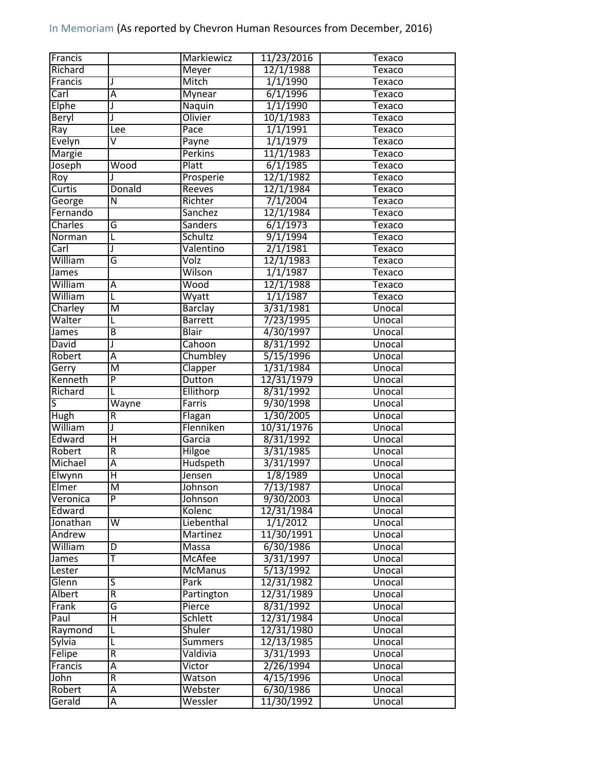In Memoriam (As reported by Chevron Human Resources from December, 2016)

| | | | | |
|---|---|---|---|---|
| Francis | | Markiewicz | 11/23/2016 | Texaco |
| Richard | | Meyer | 12/1/1988 | Texaco |
| Francis | J | Mitch | 1/1/1990 | Texaco |
| Carl | A | Mynear | 6/1/1996 | Texaco |
| Elphe | J | Naquin | 1/1/1990 | Texaco |
| Beryl | J | Olivier | 10/1/1983 | Texaco |
| Ray | Lee | Pace | 1/1/1991 | Texaco |
| Evelyn | V | Payne | 1/1/1979 | Texaco |
| Margie | | Perkins | 11/1/1983 | Texaco |
| Joseph | Wood | Platt | 6/1/1985 | Texaco |
| Roy | J | Prosperie | 12/1/1982 | Texaco |
| Curtis | Donald | Reeves | 12/1/1984 | Texaco |
| George | N | Richter | 7/1/2004 | Texaco |
| Fernando | | Sanchez | 12/1/1984 | Texaco |
| Charles | G | Sanders | 6/1/1973 | Texaco |
| Norman | L | Schultz | 9/1/1994 | Texaco |
| Carl | J | Valentino | 2/1/1981 | Texaco |
| William | G | Volz | 12/1/1983 | Texaco |
| James | | Wilson | 1/1/1987 | Texaco |
| William | A | Wood | 12/1/1988 | Texaco |
| William | L | Wyatt | 1/1/1987 | Texaco |
| Charley | M | Barclay | 3/31/1981 | Unocal |
| Walter | L | Barrett | 7/23/1995 | Unocal |
| James | B | Blair | 4/30/1997 | Unocal |
| David | J | Cahoon | 8/31/1992 | Unocal |
| Robert | A | Chumbley | 5/15/1996 | Unocal |
| Gerry | M | Clapper | 1/31/1984 | Unocal |
| Kenneth | P | Dutton | 12/31/1979 | Unocal |
| Richard | L | Ellithorp | 8/31/1992 | Unocal |
| S | Wayne | Farris | 9/30/1998 | Unocal |
| Hugh | R | Flagan | 1/30/2005 | Unocal |
| William | J | Flenniken | 10/31/1976 | Unocal |
| Edward | H | Garcia | 8/31/1992 | Unocal |
| Robert | R | Hilgoe | 3/31/1985 | Unocal |
| Michael | A | Hudspeth | 3/31/1997 | Unocal |
| Elwynn | H | Jensen | 1/8/1989 | Unocal |
| Elmer | M | Johnson | 7/13/1987 | Unocal |
| Veronica | P | Johnson | 9/30/2003 | Unocal |
| Edward | | Kolenc | 12/31/1984 | Unocal |
| Jonathan | W | Liebenthal | 1/1/2012 | Unocal |
| Andrew | | Martinez | 11/30/1991 | Unocal |
| William | D | Massa | 6/30/1986 | Unocal |
| James | T | McAfee | 3/31/1997 | Unocal |
| Lester | | McManus | 5/13/1992 | Unocal |
| Glenn | S | Park | 12/31/1982 | Unocal |
| Albert | R | Partington | 12/31/1989 | Unocal |
| Frank | G | Pierce | 8/31/1992 | Unocal |
| Paul | H | Schlett | 12/31/1984 | Unocal |
| Raymond | L | Shuler | 12/31/1980 | Unocal |
| Sylvia | L | Summers | 12/13/1985 | Unocal |
| Felipe | R | Valdivia | 3/31/1993 | Unocal |
| Francis | A | Victor | 2/26/1994 | Unocal |
| John | R | Watson | 4/15/1996 | Unocal |
| Robert | A | Webster | 6/30/1986 | Unocal |
| Gerald | A | Wessler | 11/30/1992 | Unocal |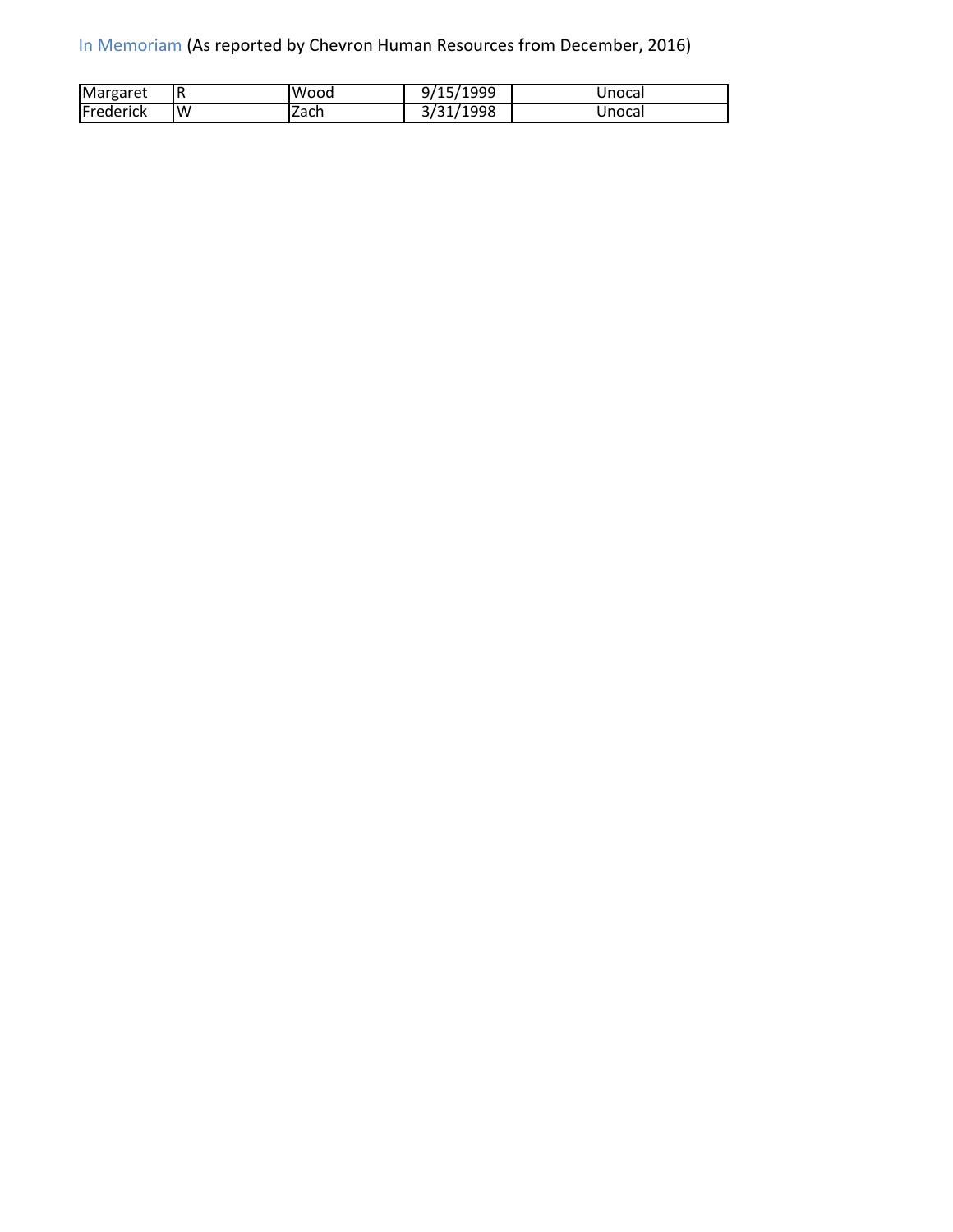In Memoriam (As reported by Chevron Human Resources from December, 2016)

| | | | | |
|---|---|---|---|---|
| Margaret | R | Wood | 9/15/1999 | Unocal |
| Frederick | W | Zach | 3/31/1998 | Unocal |